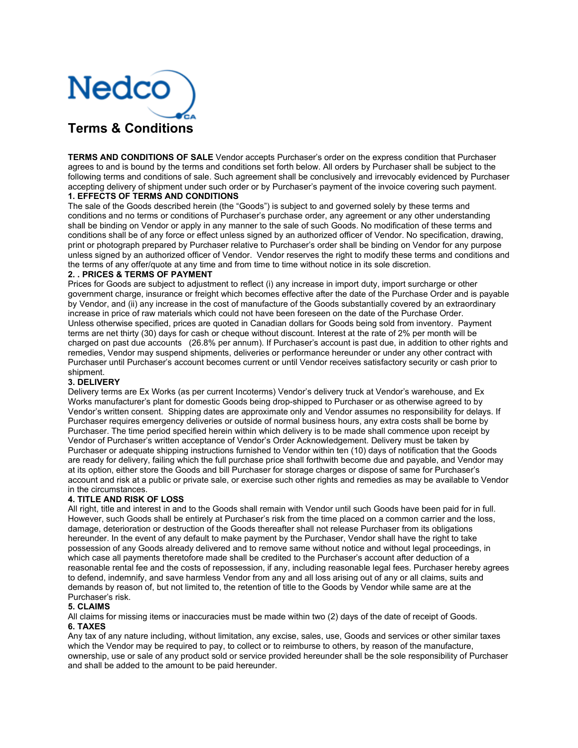Nedco CA

# Terms & Conditions

**TERMS AND CONDITIONS OF SALE** Vendor accepts Purchaser's order on the express condition that Purchaser agrees to and is bound by the terms and conditions set forth below. All orders by Purchaser shall be subject to the following terms and conditions of sale. Such agreement shall be conclusively and irrevocably evidenced by Purchaser accepting delivery of shipment under such order or by Purchaser's payment of the invoice covering such payment.

**1. EFFECTS OF TERMS AND CONDITIONS**

The sale of the Goods described herein (the "Goods") is subject to and governed solely by these terms and conditions and no terms or conditions of Purchaser's purchase order, any agreement or any other understanding shall be binding on Vendor or apply in any manner to the sale of such Goods. No modification of these terms and conditions shall be of any force or effect unless signed by an authorized officer of Vendor. No specification, drawing, print or photograph prepared by Purchaser relative to Purchaser's order shall be binding on Vendor for any purpose unless signed by an authorized officer of Vendor. Vendor reserves the right to modify these terms and conditions and the terms of any offer/quote at any time and from time to time without notice in its sole discretion.

**2. . PRICES & TERMS OF PAYMENT**

Prices for Goods are subject to adjustment to reflect (i) any increase in import duty, import surcharge or other government charge, insurance or freight which becomes effective after the date of the Purchase Order and is payable by Vendor, and (ii) any increase in the cost of manufacture of the Goods substantially covered by an extraordinary increase in price of raw materials which could not have been foreseen on the date of the Purchase Order.
Unless otherwise specified, prices are quoted in Canadian dollars for Goods being sold from inventory. Payment terms are net thirty (30) days for cash or cheque without discount. Interest at the rate of 2% per month will be charged on past due accounts (26.8% per annum). If Purchaser's account is past due, in addition to other rights and remedies, Vendor may suspend shipments, deliveries or performance hereunder or under any other contract with Purchaser until Purchaser's account becomes current or until Vendor receives satisfactory security or cash prior to shipment.

**3. DELIVERY**

Delivery terms are Ex Works (as per current Incoterms) Vendor's delivery truck at Vendor's warehouse, and Ex Works manufacturer's plant for domestic Goods being drop-shipped to Purchaser or as otherwise agreed to by Vendor's written consent. Shipping dates are approximate only and Vendor assumes no responsibility for delays. If Purchaser requires emergency deliveries or outside of normal business hours, any extra costs shall be borne by Purchaser. The time period specified herein within which delivery is to be made shall commence upon receipt by Vendor of Purchaser's written acceptance of Vendor's Order Acknowledgement. Delivery must be taken by Purchaser or adequate shipping instructions furnished to Vendor within ten (10) days of notification that the Goods are ready for delivery, failing which the full purchase price shall forthwith become due and payable, and Vendor may at its option, either store the Goods and bill Purchaser for storage charges or dispose of same for Purchaser's account and risk at a public or private sale, or exercise such other rights and remedies as may be available to Vendor in the circumstances.

**4. TITLE AND RISK OF LOSS**

All right, title and interest in and to the Goods shall remain with Vendor until such Goods have been paid for in full. However, such Goods shall be entirely at Purchaser's risk from the time placed on a common carrier and the loss, damage, deterioration or destruction of the Goods thereafter shall not release Purchaser from its obligations hereunder. In the event of any default to make payment by the Purchaser, Vendor shall have the right to take possession of any Goods already delivered and to remove same without notice and without legal proceedings, in which case all payments theretofore made shall be credited to the Purchaser's account after deduction of a reasonable rental fee and the costs of repossession, if any, including reasonable legal fees. Purchaser hereby agrees to defend, indemnify, and save harmless Vendor from any and all loss arising out of any or all claims, suits and demands by reason of, but not limited to, the retention of title to the Goods by Vendor while same are at the Purchaser's risk.

**5. CLAIMS**

All claims for missing items or inaccuracies must be made within two (2) days of the date of receipt of Goods.

**6. TAXES**

Any tax of any nature including, without limitation, any excise, sales, use, Goods and services or other similar taxes which the Vendor may be required to pay, to collect or to reimburse to others, by reason of the manufacture, ownership, use or sale of any product sold or service provided hereunder shall be the sole responsibility of Purchaser and shall be added to the amount to be paid hereunder.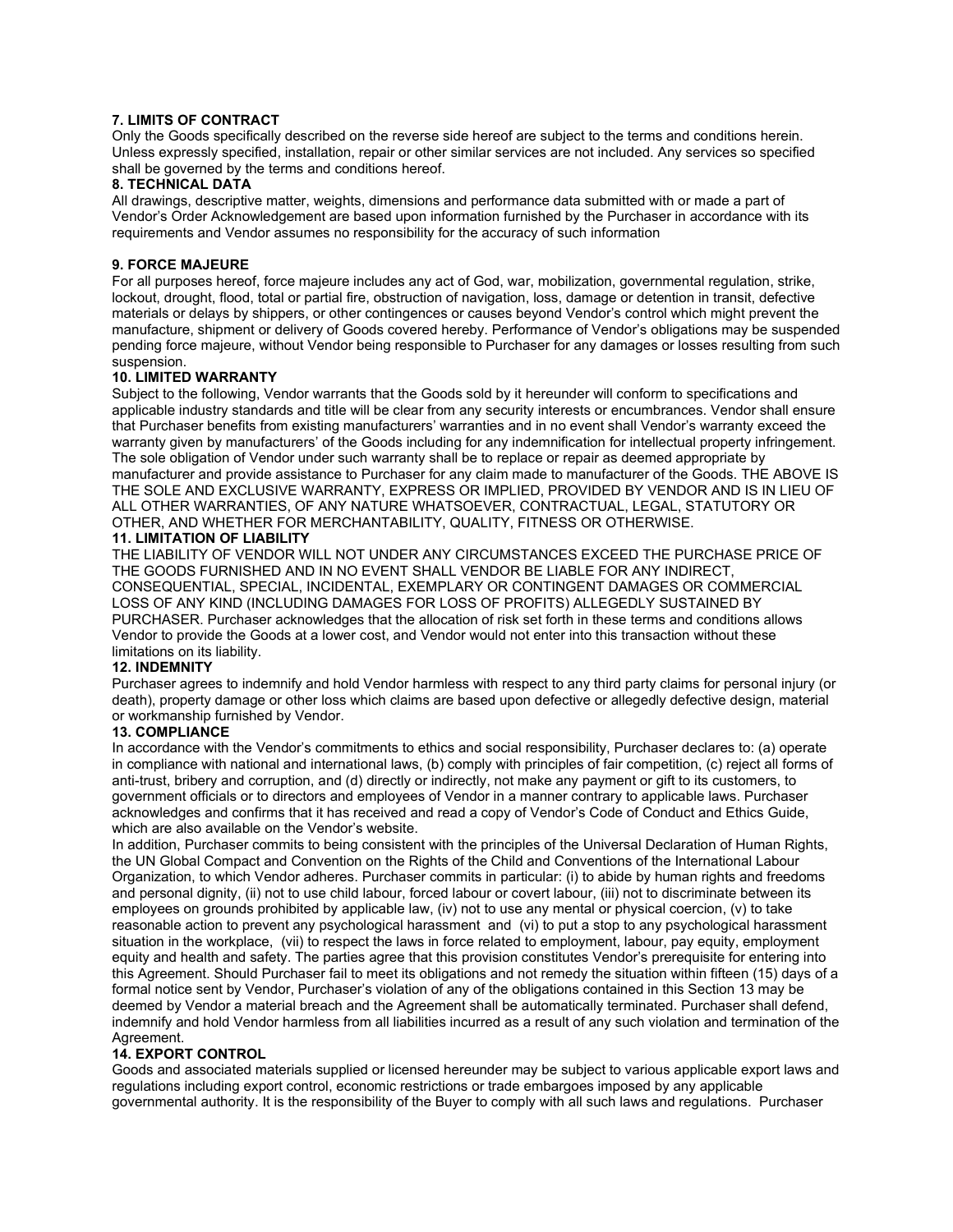**7. LIMITS OF CONTRACT**

Only the Goods specifically described on the reverse side hereof are subject to the terms and conditions herein. Unless expressly specified, installation, repair or other similar services are not included. Any services so specified shall be governed by the terms and conditions hereof.

**8. TECHNICAL DATA**

All drawings, descriptive matter, weights, dimensions and performance data submitted with or made a part of Vendor's Order Acknowledgement are based upon information furnished by the Purchaser in accordance with its requirements and Vendor assumes no responsibility for the accuracy of such information

**9. FORCE MAJEURE**

For all purposes hereof, force majeure includes any act of God, war, mobilization, governmental regulation, strike, lockout, drought, flood, total or partial fire, obstruction of navigation, loss, damage or detention in transit, defective materials or delays by shippers, or other contingences or causes beyond Vendor's control which might prevent the manufacture, shipment or delivery of Goods covered hereby. Performance of Vendor's obligations may be suspended pending force majeure, without Vendor being responsible to Purchaser for any damages or losses resulting from such suspension.

**10. LIMITED WARRANTY**

Subject to the following, Vendor warrants that the Goods sold by it hereunder will conform to specifications and applicable industry standards and title will be clear from any security interests or encumbrances. Vendor shall ensure that Purchaser benefits from existing manufacturers' warranties and in no event shall Vendor's warranty exceed the warranty given by manufacturers' of the Goods including for any indemnification for intellectual property infringement. The sole obligation of Vendor under such warranty shall be to replace or repair as deemed appropriate by manufacturer and provide assistance to Purchaser for any claim made to manufacturer of the Goods. THE ABOVE IS THE SOLE AND EXCLUSIVE WARRANTY, EXPRESS OR IMPLIED, PROVIDED BY VENDOR AND IS IN LIEU OF ALL OTHER WARRANTIES, OF ANY NATURE WHATSOEVER, CONTRACTUAL, LEGAL, STATUTORY OR OTHER, AND WHETHER FOR MERCHANTABILITY, QUALITY, FITNESS OR OTHERWISE.

**11. LIMITATION OF LIABILITY**

THE LIABILITY OF VENDOR WILL NOT UNDER ANY CIRCUMSTANCES EXCEED THE PURCHASE PRICE OF THE GOODS FURNISHED AND IN NO EVENT SHALL VENDOR BE LIABLE FOR ANY INDIRECT, CONSEQUENTIAL, SPECIAL, INCIDENTAL, EXEMPLARY OR CONTINGENT DAMAGES OR COMMERCIAL LOSS OF ANY KIND (INCLUDING DAMAGES FOR LOSS OF PROFITS) ALLEGEDLY SUSTAINED BY PURCHASER. Purchaser acknowledges that the allocation of risk set forth in these terms and conditions allows Vendor to provide the Goods at a lower cost, and Vendor would not enter into this transaction without these limitations on its liability.

**12. INDEMNITY**

Purchaser agrees to indemnify and hold Vendor harmless with respect to any third party claims for personal injury (or death), property damage or other loss which claims are based upon defective or allegedly defective design, material or workmanship furnished by Vendor.

**13. COMPLIANCE**

In accordance with the Vendor's commitments to ethics and social responsibility, Purchaser declares to: (a) operate in compliance with national and international laws, (b) comply with principles of fair competition, (c) reject all forms of anti-trust, bribery and corruption, and (d) directly or indirectly, not make any payment or gift to its customers, to government officials or to directors and employees of Vendor in a manner contrary to applicable laws. Purchaser acknowledges and confirms that it has received and read a copy of Vendor's Code of Conduct and Ethics Guide, which are also available on the Vendor's website.

In addition, Purchaser commits to being consistent with the principles of the Universal Declaration of Human Rights, the UN Global Compact and Convention on the Rights of the Child and Conventions of the International Labour Organization, to which Vendor adheres. Purchaser commits in particular: (i) to abide by human rights and freedoms and personal dignity, (ii) not to use child labour, forced labour or covert labour, (iii) not to discriminate between its employees on grounds prohibited by applicable law, (iv) not to use any mental or physical coercion, (v) to take reasonable action to prevent any psychological harassment and (vi) to put a stop to any psychological harassment situation in the workplace, (vii) to respect the laws in force related to employment, labour, pay equity, employment equity and health and safety. The parties agree that this provision constitutes Vendor's prerequisite for entering into this Agreement. Should Purchaser fail to meet its obligations and not remedy the situation within fifteen (15) days of a formal notice sent by Vendor, Purchaser's violation of any of the obligations contained in this Section 13 may be deemed by Vendor a material breach and the Agreement shall be automatically terminated. Purchaser shall defend, indemnify and hold Vendor harmless from all liabilities incurred as a result of any such violation and termination of the Agreement.

**14. EXPORT CONTROL**

Goods and associated materials supplied or licensed hereunder may be subject to various applicable export laws and regulations including export control, economic restrictions or trade embargoes imposed by any applicable governmental authority. It is the responsibility of the Buyer to comply with all such laws and regulations. Purchaser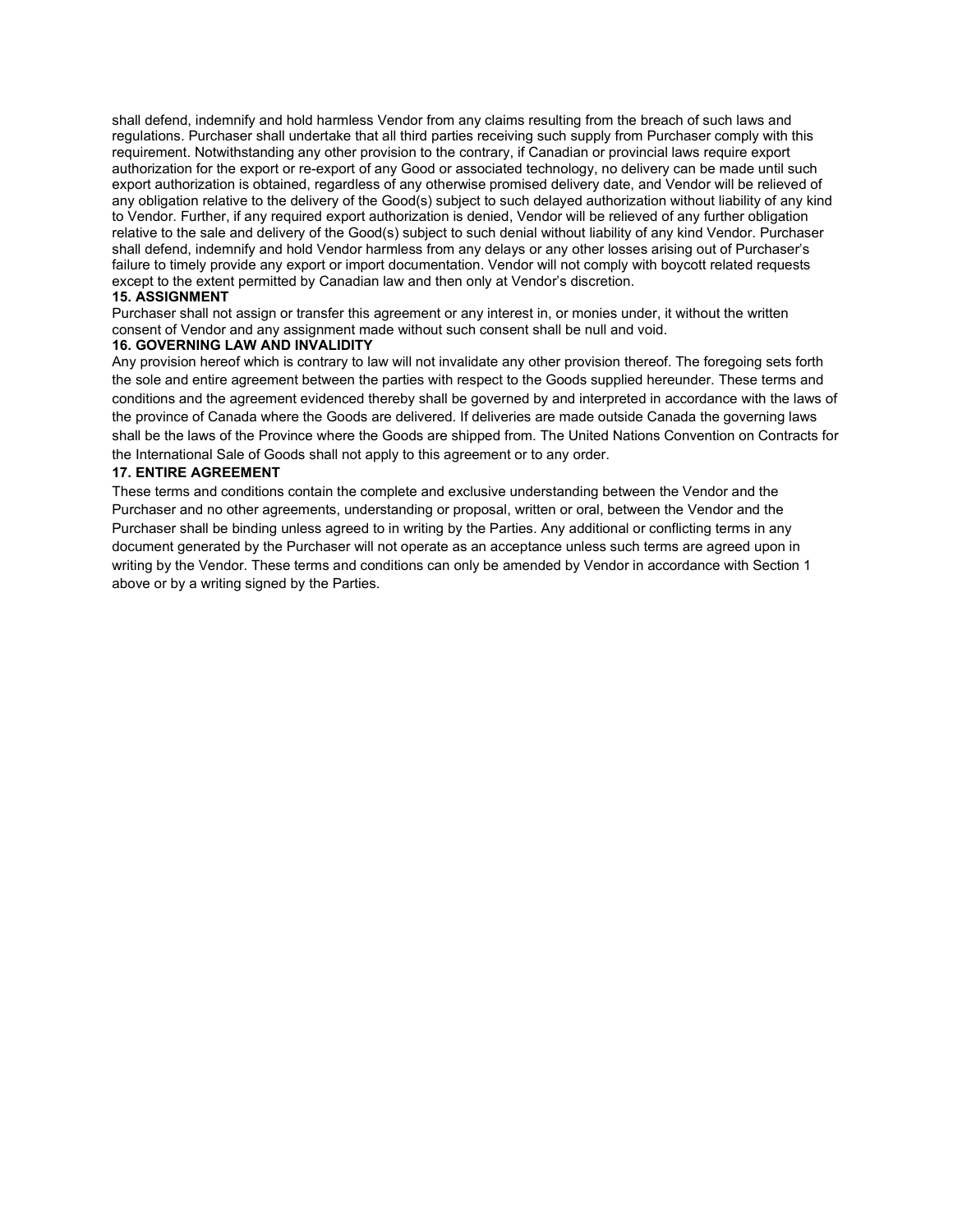shall defend, indemnify and hold harmless Vendor from any claims resulting from the breach of such laws and regulations. Purchaser shall undertake that all third parties receiving such supply from Purchaser comply with this requirement. Notwithstanding any other provision to the contrary, if Canadian or provincial laws require export authorization for the export or re-export of any Good or associated technology, no delivery can be made until such export authorization is obtained, regardless of any otherwise promised delivery date, and Vendor will be relieved of any obligation relative to the delivery of the Good(s) subject to such delayed authorization without liability of any kind to Vendor. Further, if any required export authorization is denied, Vendor will be relieved of any further obligation relative to the sale and delivery of the Good(s) subject to such denial without liability of any kind Vendor. Purchaser shall defend, indemnify and hold Vendor harmless from any delays or any other losses arising out of Purchaser's failure to timely provide any export or import documentation. Vendor will not comply with boycott related requests except to the extent permitted by Canadian law and then only at Vendor's discretion.

**15. ASSIGNMENT**

Purchaser shall not assign or transfer this agreement or any interest in, or monies under, it without the written consent of Vendor and any assignment made without such consent shall be null and void.

**16. GOVERNING LAW AND INVALIDITY**

Any provision hereof which is contrary to law will not invalidate any other provision thereof. The foregoing sets forth the sole and entire agreement between the parties with respect to the Goods supplied hereunder. These terms and conditions and the agreement evidenced thereby shall be governed by and interpreted in accordance with the laws of the province of Canada where the Goods are delivered. If deliveries are made outside Canada the governing laws shall be the laws of the Province where the Goods are shipped from. The United Nations Convention on Contracts for the International Sale of Goods shall not apply to this agreement or to any order.

**17. ENTIRE AGREEMENT**

These terms and conditions contain the complete and exclusive understanding between the Vendor and the Purchaser and no other agreements, understanding or proposal, written or oral, between the Vendor and the Purchaser shall be binding unless agreed to in writing by the Parties. Any additional or conflicting terms in any document generated by the Purchaser will not operate as an acceptance unless such terms are agreed upon in writing by the Vendor. These terms and conditions can only be amended by Vendor in accordance with Section 1 above or by a writing signed by the Parties.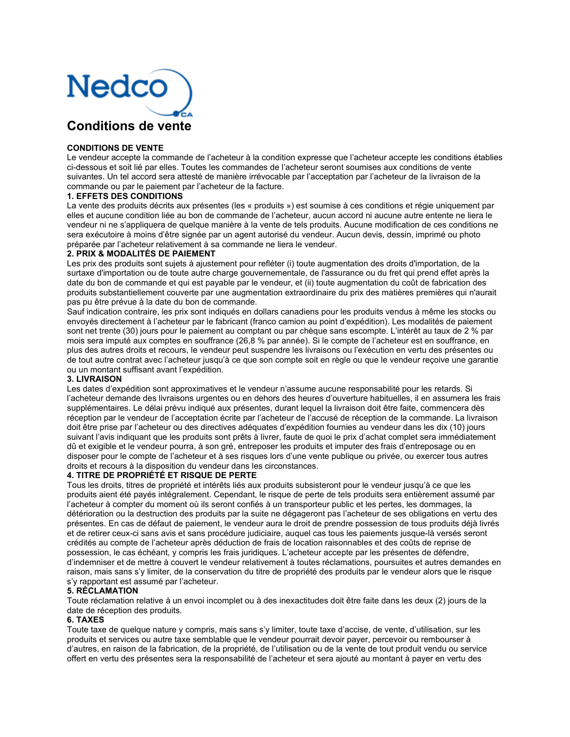Nedco CA

# Conditions de vente

**CONDITIONS DE VENTE**

Le vendeur accepte la commande de l'acheteur à la condition expresse que l'acheteur accepte les conditions établies ci-dessous et soit lié par elles. Toutes les commandes de l'acheteur seront soumises aux conditions de vente suivantes. Un tel accord sera attesté de manière irrévocable par l'acceptation par l'acheteur de la livraison de la commande ou par le paiement par l'acheteur de la facture.

**1. EFFETS DES CONDITIONS**

La vente des produits décrits aux présentes (les « produits ») est soumise à ces conditions et régie uniquement par elles et aucune condition liée au bon de commande de l'acheteur, aucun accord ni aucune autre entente ne liera le vendeur ni ne s'appliquera de quelque manière à la vente de tels produits. Aucune modification de ces conditions ne sera exécutoire à moins d'être signée par un agent autorisé du vendeur. Aucun devis, dessin, imprimé ou photo préparée par l'acheteur relativement à sa commande ne liera le vendeur.

**2. PRIX & MODALITÉS DE PAIEMENT**

Les prix des produits sont sujets à ajustement pour refléter (i) toute augmentation des droits d'importation, de la surtaxe d'importation ou de toute autre charge gouvernementale, de l'assurance ou du fret qui prend effet après la date du bon de commande et qui est payable par le vendeur, et (ii) toute augmentation du coût de fabrication des produits substantiellement couverte par une augmentation extraordinaire du prix des matières premières qui n'aurait pas pu être prévue à la date du bon de commande.

Sauf indication contraire, les prix sont indiqués en dollars canadiens pour les produits vendus à même les stocks ou envoyés directement à l'acheteur par le fabricant (franco camion au point d'expédition). Les modalités de paiement sont net trente (30) jours pour le paiement au comptant ou par chèque sans escompte. L'intérêt au taux de 2 % par mois sera imputé aux comptes en souffrance (26,8 % par année). Si le compte de l'acheteur est en souffrance, en plus des autres droits et recours, le vendeur peut suspendre les livraisons ou l'exécution en vertu des présentes ou de tout autre contrat avec l'acheteur jusqu'à ce que son compte soit en règle ou que le vendeur reçoive une garantie ou un montant suffisant avant l'expédition.

**3. LIVRAISON**

Les dates d'expédition sont approximatives et le vendeur n'assume aucune responsabilité pour les retards. Si l'acheteur demande des livraisons urgentes ou en dehors des heures d'ouverture habituelles, il en assumera les frais supplémentaires. Le délai prévu indiqué aux présentes, durant lequel la livraison doit être faite, commencera dès réception par le vendeur de l'acceptation écrite par l'acheteur de l'accusé de réception de la commande. La livraison doit être prise par l'acheteur ou des directives adéquates d'expédition fournies au vendeur dans les dix (10) jours suivant l'avis indiquant que les produits sont prêts à livrer, faute de quoi le prix d'achat complet sera immédiatement dû et exigible et le vendeur pourra, à son gré, entreposer les produits et imputer des frais d'entreposage ou en disposer pour le compte de l'acheteur et à ses risques lors d'une vente publique ou privée, ou exercer tous autres droits et recours à la disposition du vendeur dans les circonstances.

**4. TITRE DE PROPRIÉTÉ ET RISQUE DE PERTE**

Tous les droits, titres de propriété et intérêts liés aux produits subsisteront pour le vendeur jusqu'à ce que les produits aient été payés intégralement. Cependant, le risque de perte de tels produits sera entièrement assumé par l'acheteur à compter du moment où ils seront confiés à un transporteur public et les pertes, les dommages, la détérioration ou la destruction des produits par la suite ne dégageront pas l'acheteur de ses obligations en vertu des présentes. En cas de défaut de paiement, le vendeur aura le droit de prendre possession de tous produits déjà livrés et de retirer ceux-ci sans avis et sans procédure judiciaire, auquel cas tous les paiements jusque-là versés seront crédités au compte de l'acheteur après déduction de frais de location raisonnables et des coûts de reprise de possession, le cas échéant, y compris les frais juridiques. L'acheteur accepte par les présentes de défendre, d'indemniser et de mettre à couvert le vendeur relativement à toutes réclamations, poursuites et autres demandes en raison, mais sans s'y limiter, de la conservation du titre de propriété des produits par le vendeur alors que le risque s'y rapportant est assumé par l'acheteur.

**5. RÉCLAMATION**

Toute réclamation relative à un envoi incomplet ou à des inexactitudes doit être faite dans les deux (2) jours de la date de réception des produits.

**6. TAXES**

Toute taxe de quelque nature y compris, mais sans s'y limiter, toute taxe d'accise, de vente, d'utilisation, sur les produits et services ou autre taxe semblable que le vendeur pourrait devoir payer, percevoir ou rembourser à d'autres, en raison de la fabrication, de la propriété, de l'utilisation ou de la vente de tout produit vendu ou service offert en vertu des présentes sera la responsabilité de l'acheteur et sera ajouté au montant à payer en vertu des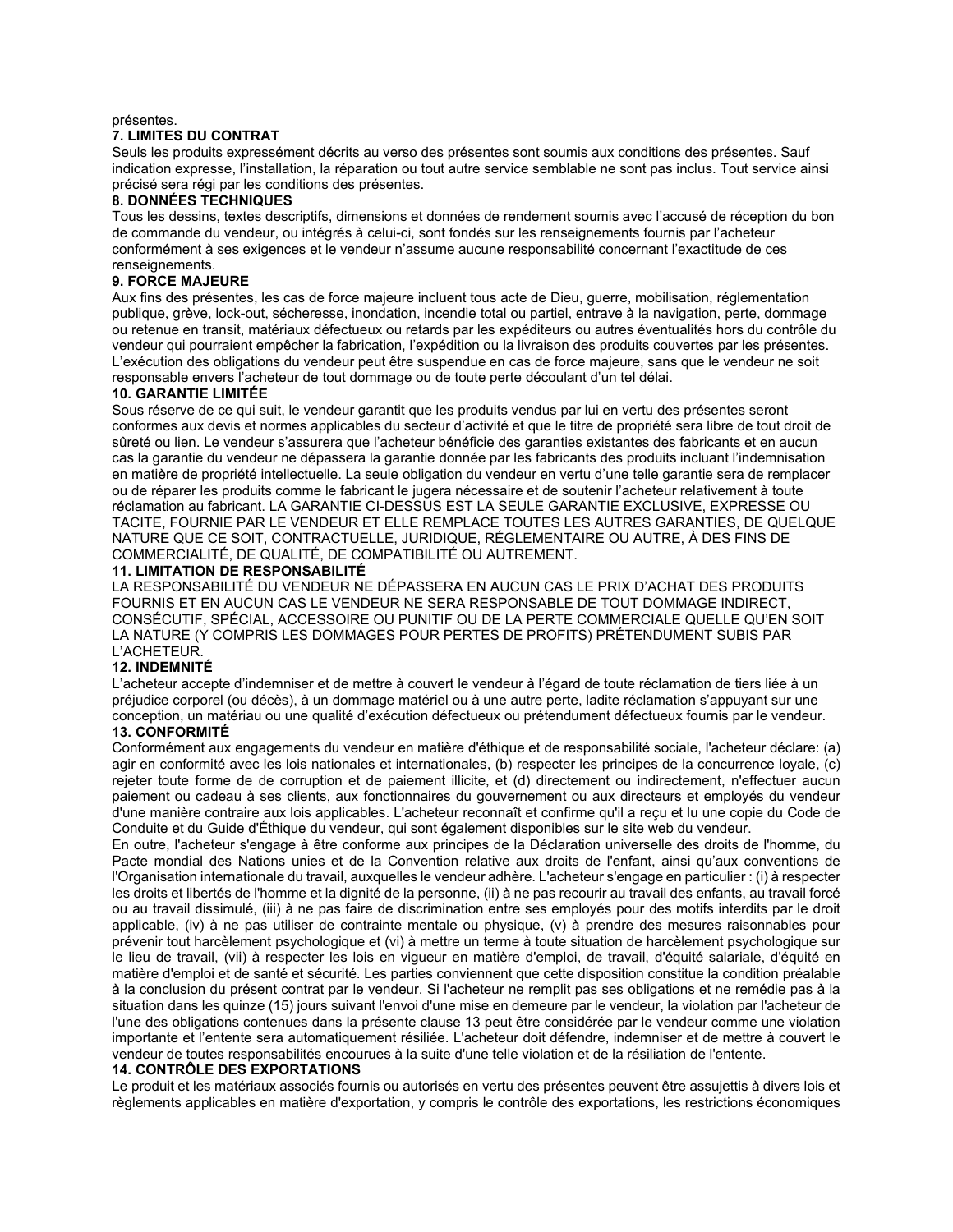présentes.

**7. LIMITES DU CONTRAT**

Seuls les produits expressément décrits au verso des présentes sont soumis aux conditions des présentes. Sauf indication expresse, l'installation, la réparation ou tout autre service semblable ne sont pas inclus. Tout service ainsi précisé sera régi par les conditions des présentes.

**8. DONNÉES TECHNIQUES**

Tous les dessins, textes descriptifs, dimensions et données de rendement soumis avec l'accusé de réception du bon de commande du vendeur, ou intégrés à celui-ci, sont fondés sur les renseignements fournis par l'acheteur conformément à ses exigences et le vendeur n'assume aucune responsabilité concernant l'exactitude de ces renseignements.

**9. FORCE MAJEURE**

Aux fins des présentes, les cas de force majeure incluent tous acte de Dieu, guerre, mobilisation, réglementation publique, grève, lock-out, sécheresse, inondation, incendie total ou partiel, entrave à la navigation, perte, dommage ou retenue en transit, matériaux défectueux ou retards par les expéditeurs ou autres éventualités hors du contrôle du vendeur qui pourraient empêcher la fabrication, l'expédition ou la livraison des produits couvertes par les présentes. L'exécution des obligations du vendeur peut être suspendue en cas de force majeure, sans que le vendeur ne soit responsable envers l'acheteur de tout dommage ou de toute perte découlant d'un tel délai.

**10. GARANTIE LIMITÉE**

Sous réserve de ce qui suit, le vendeur garantit que les produits vendus par lui en vertu des présentes seront conformes aux devis et normes applicables du secteur d'activité et que le titre de propriété sera libre de tout droit de sûreté ou lien. Le vendeur s'assurera que l'acheteur bénéficie des garanties existantes des fabricants et en aucun cas la garantie du vendeur ne dépassera la garantie donnée par les fabricants des produits incluant l'indemnisation en matière de propriété intellectuelle. La seule obligation du vendeur en vertu d'une telle garantie sera de remplacer ou de réparer les produits comme le fabricant le jugera nécessaire et de soutenir l'acheteur relativement à toute réclamation au fabricant. LA GARANTIE CI-DESSUS EST LA SEULE GARANTIE EXCLUSIVE, EXPRESSE OU TACITE, FOURNIE PAR LE VENDEUR ET ELLE REMPLACE TOUTES LES AUTRES GARANTIES, DE QUELQUE NATURE QUE CE SOIT, CONTRACTUELLE, JURIDIQUE, RÉGLEMENTAIRE OU AUTRE, À DES FINS DE COMMERCIALITÉ, DE QUALITÉ, DE COMPATIBILITÉ OU AUTREMENT.

**11. LIMITATION DE RESPONSABILITÉ**

LA RESPONSABILITÉ DU VENDEUR NE DÉPASSERA EN AUCUN CAS LE PRIX D'ACHAT DES PRODUITS FOURNIS ET EN AUCUN CAS LE VENDEUR NE SERA RESPONSABLE DE TOUT DOMMAGE INDIRECT, CONSÉCUTIF, SPÉCIAL, ACCESSOIRE OU PUNITIF OU DE LA PERTE COMMERCIALE QUELLE QU'EN SOIT LA NATURE (Y COMPRIS LES DOMMAGES POUR PERTES DE PROFITS) PRÉTENDUMENT SUBIS PAR L'ACHETEUR.

**12. INDEMNITÉ**

L'acheteur accepte d'indemniser et de mettre à couvert le vendeur à l'égard de toute réclamation de tiers liée à un préjudice corporel (ou décès), à un dommage matériel ou à une autre perte, ladite réclamation s'appuyant sur une conception, un matériau ou une qualité d'exécution défectueux ou prétendument défectueux fournis par le vendeur.

**13. CONFORMITÉ**

Conformément aux engagements du vendeur en matière d'éthique et de responsabilité sociale, l'acheteur déclare: (a) agir en conformité avec les lois nationales et internationales, (b) respecter les principes de la concurrence loyale, (c) rejeter toute forme de corruption et de paiement illicite, et (d) directement ou indirectement, n'effectuer aucun paiement ou cadeau à ses clients, aux fonctionnaires du gouvernement ou aux directeurs et employés du vendeur d'une manière contraire aux lois applicables. L'acheteur reconnaît et confirme qu'il a reçu et lu une copie du Code de Conduite et du Guide d'Éthique du vendeur, qui sont également disponibles sur le site web du vendeur.

En outre, l'acheteur s'engage à être conforme aux principes de la Déclaration universelle des droits de l'homme, du Pacte mondial des Nations unies et de la Convention relative aux droits de l'enfant, ainsi qu'aux conventions de l'Organisation internationale du travail, auxquelles le vendeur adhère. L'acheteur s'engage en particulier : (i) à respecter les droits et libertés de l'homme et la dignité de la personne, (ii) à ne pas recourir au travail des enfants, au travail forcé ou au travail dissimulé, (iii) à ne pas faire de discrimination entre ses employés pour des motifs interdits par le droit applicable, (iv) à ne pas utiliser de contrainte mentale ou physique, (v) à prendre des mesures raisonnables pour prévenir tout harcèlement psychologique et (vi) à mettre un terme à toute situation de harcèlement psychologique sur le lieu de travail, (vii) à respecter les lois en vigueur en matière d'emploi, de travail, d'équité salariale, d'équité en matière d'emploi et de santé et sécurité. Les parties conviennent que cette disposition constitue la condition préalable à la conclusion du présent contrat par le vendeur. Si l'acheteur ne remplit pas ses obligations et ne remédie pas à la situation dans les quinze (15) jours suivant l'envoi d'une mise en demeure par le vendeur, la violation par l'acheteur de l'une des obligations contenues dans la présente clause 13 peut être considérée par le vendeur comme une violation importante et l'entente sera automatiquement résiliée. L'acheteur doit défendre, indemniser et de mettre à couvert le vendeur de toutes responsabilités encourues à la suite d'une telle violation et de la résiliation de l'entente.

**14. CONTRÔLE DES EXPORTATIONS**

Le produit et les matériaux associés fournis ou autorisés en vertu des présentes peuvent être assujettis à divers lois et règlements applicables en matière d'exportation, y compris le contrôle des exportations, les restrictions économiques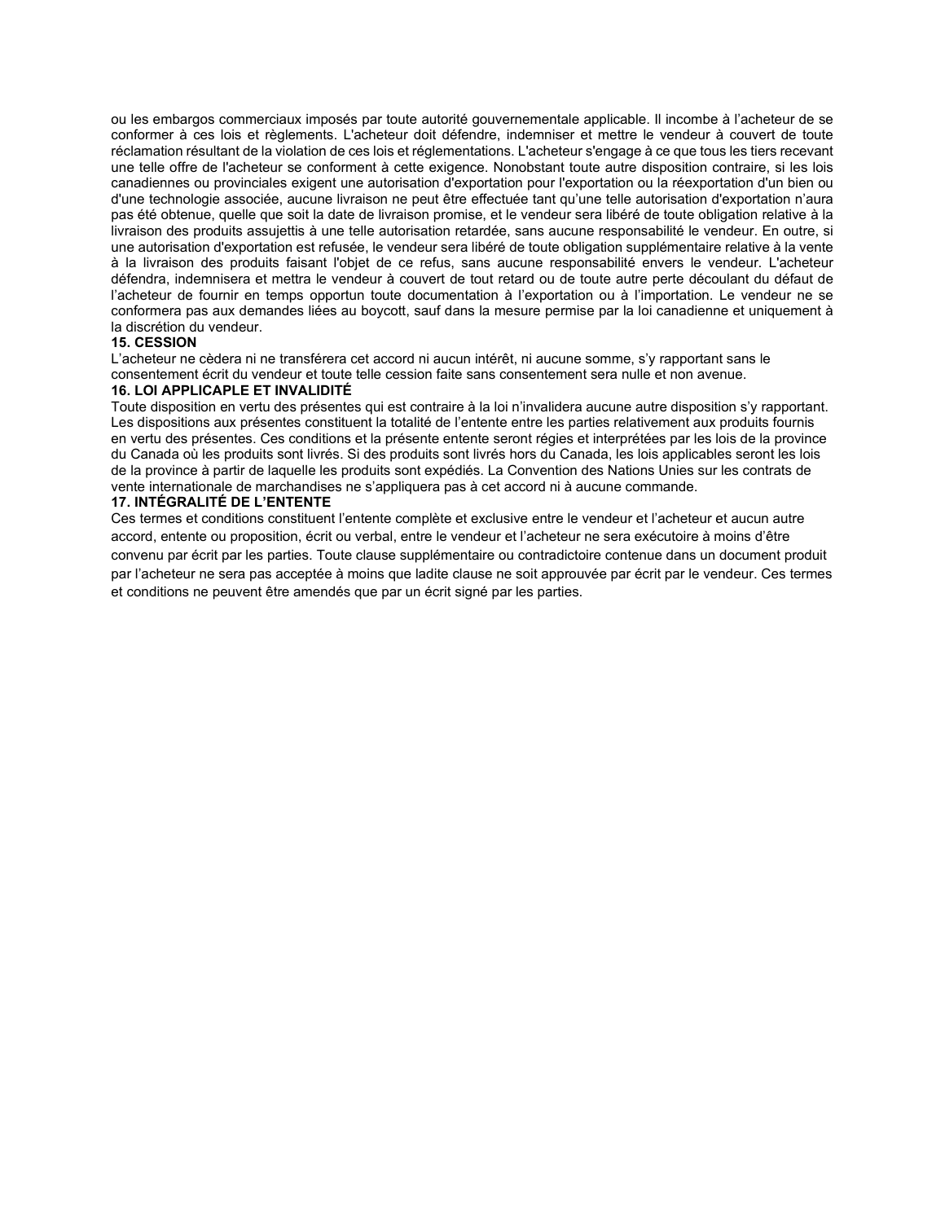ou les embargos commerciaux imposés par toute autorité gouvernementale applicable. Il incombe à l'acheteur de se conformer à ces lois et règlements. L'acheteur doit défendre, indemniser et mettre le vendeur à couvert de toute réclamation résultant de la violation de ces lois et réglementations. L'acheteur s'engage à ce que tous les tiers recevant une telle offre de l'acheteur se conforment à cette exigence. Nonobstant toute autre disposition contraire, si les lois canadiennes ou provinciales exigent une autorisation d'exportation pour l'exportation ou la réexportation d'un bien ou d'une technologie associée, aucune livraison ne peut être effectuée tant qu'une telle autorisation d'exportation n'aura pas été obtenue, quelle que soit la date de livraison promise, et le vendeur sera libéré de toute obligation relative à la livraison des produits assujettis à une telle autorisation retardée, sans aucune responsabilité le vendeur. En outre, si une autorisation d'exportation est refusée, le vendeur sera libéré de toute obligation supplémentaire relative à la vente à la livraison des produits faisant l'objet de ce refus, sans aucune responsabilité envers le vendeur. L'acheteur défendra, indemnisera et mettra le vendeur à couvert de tout retard ou de toute autre perte découlant du défaut de l'acheteur de fournir en temps opportun toute documentation à l'exportation ou à l'importation. Le vendeur ne se conformera pas aux demandes liées au boycott, sauf dans la mesure permise par la loi canadienne et uniquement à la discrétion du vendeur.

**15. CESSION**

L'acheteur ne cèdera ni ne transférera cet accord ni aucun intérêt, ni aucune somme, s'y rapportant sans le consentement écrit du vendeur et toute telle cession faite sans consentement sera nulle et non avenue.

**16. LOI APPLICAPLE ET INVALIDITÉ**

Toute disposition en vertu des présentes qui est contraire à la loi n'invalidera aucune autre disposition s'y rapportant. Les dispositions aux présentes constituent la totalité de l'entente entre les parties relativement aux produits fournis en vertu des présentes. Ces conditions et la présente entente seront régies et interprétées par les lois de la province du Canada où les produits sont livrés. Si des produits sont livrés hors du Canada, les lois applicables seront les lois de la province à partir de laquelle les produits sont expédiés. La Convention des Nations Unies sur les contrats de vente internationale de marchandises ne s'appliquera pas à cet accord ni à aucune commande.

**17. INTÉGRALITÉ DE L'ENTENTE**

Ces termes et conditions constituent l'entente complète et exclusive entre le vendeur et l'acheteur et aucun autre accord, entente ou proposition, écrit ou verbal, entre le vendeur et l'acheteur ne sera exécutoire à moins d'être convenu par écrit par les parties. Toute clause supplémentaire ou contradictoire contenue dans un document produit par l'acheteur ne sera pas acceptée à moins que ladite clause ne soit approuvée par écrit par le vendeur. Ces termes et conditions ne peuvent être amendés que par un écrit signé par les parties.